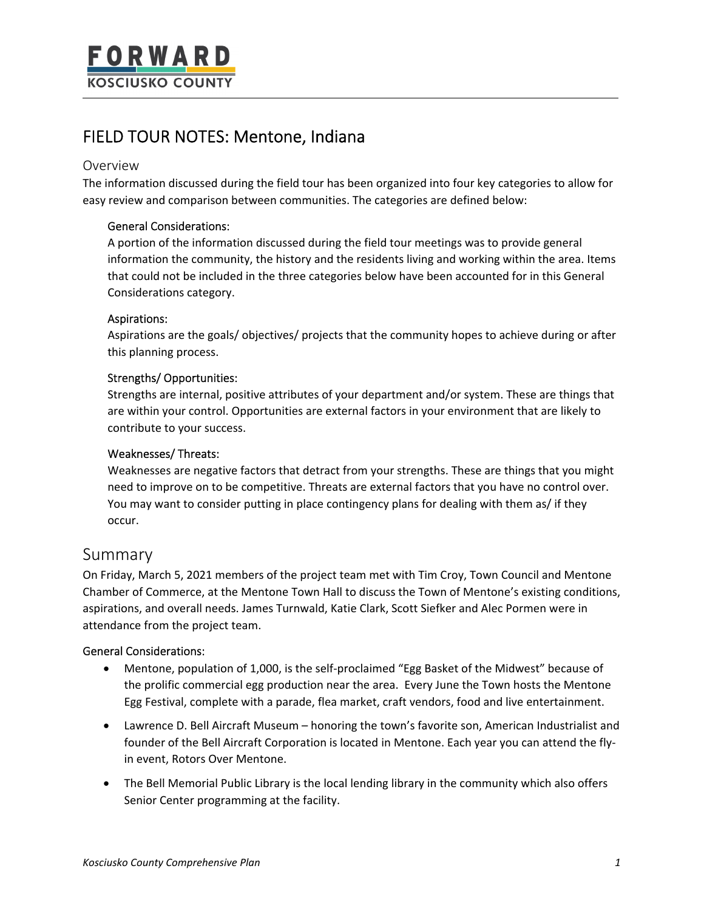# FIELD TOUR NOTES: Mentone, Indiana

## Overview

The information discussed during the field tour has been organized into four key categories to allow for easy review and comparison between communities. The categories are defined below:

### General Considerations:

A portion of the information discussed during the field tour meetings was to provide general information the community, the history and the residents living and working within the area. Items that could not be included in the three categories below have been accounted for in this General Considerations category.

### Aspirations:

Aspirations are the goals/ objectives/ projects that the community hopes to achieve during or after this planning process.

### Strengths/ Opportunities:

Strengths are internal, positive attributes of your department and/or system. These are things that are within your control. Opportunities are external factors in your environment that are likely to contribute to your success.

### Weaknesses/ Threats:

Weaknesses are negative factors that detract from your strengths. These are things that you might need to improve on to be competitive. Threats are external factors that you have no control over. You may want to consider putting in place contingency plans for dealing with them as/ if they occur.

## Summary

On Friday, March 5, 2021 members of the project team met with Tim Croy, Town Council and Mentone Chamber of Commerce, at the Mentone Town Hall to discuss the Town of Mentone's existing conditions, aspirations, and overall needs. James Turnwald, Katie Clark, Scott Siefker and Alec Pormen were in attendance from the project team.

### General Considerations:

- Mentone, population of 1,000, is the self-proclaimed "Egg Basket of the Midwest" because of the prolific commercial egg production near the area. Every June the Town hosts the Mentone Egg Festival, complete with a parade, flea market, craft vendors, food and live entertainment.
- Lawrence D. Bell Aircraft Museum – honoring the town's favorite son, American Industrialist and founder of the Bell Aircraft Corporation is located in Mentone. Each year you can attend the fly-in event, Rotors Over Mentone.
- The Bell Memorial Public Library is the local lending library in the community which also offers Senior Center programming at the facility.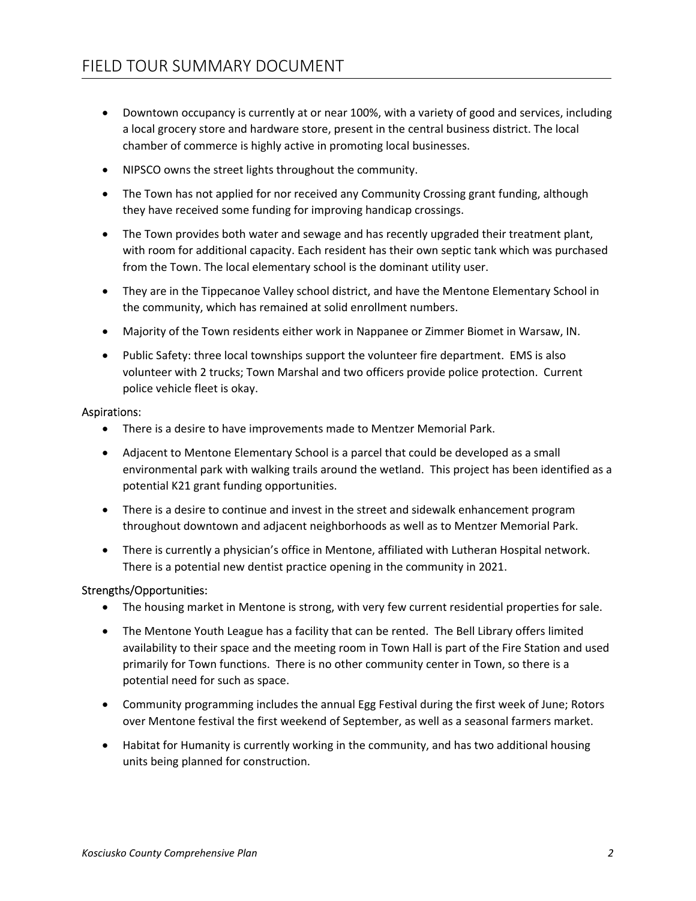- Downtown occupancy is currently at or near 100%, with a variety of good and services, including a local grocery store and hardware store, present in the central business district. The local chamber of commerce is highly active in promoting local businesses.
- NIPSCO owns the street lights throughout the community.
- The Town has not applied for nor received any Community Crossing grant funding, although they have received some funding for improving handicap crossings.
- The Town provides both water and sewage and has recently upgraded their treatment plant, with room for additional capacity. Each resident has their own septic tank which was purchased from the Town. The local elementary school is the dominant utility user.
- They are in the Tippecanoe Valley school district, and have the Mentone Elementary School in the community, which has remained at solid enrollment numbers.
- Majority of the Town residents either work in Nappanee or Zimmer Biomet in Warsaw, IN.
- Public Safety: three local townships support the volunteer fire department. EMS is also volunteer with 2 trucks; Town Marshal and two officers provide police protection. Current police vehicle fleet is okay.

Aspirations:

- There is a desire to have improvements made to Mentzer Memorial Park.
- Adjacent to Mentone Elementary School is a parcel that could be developed as a small environmental park with walking trails around the wetland. This project has been identified as a potential K21 grant funding opportunities.
- There is a desire to continue and invest in the street and sidewalk enhancement program throughout downtown and adjacent neighborhoods as well as to Mentzer Memorial Park.
- There is currently a physician's office in Mentone, affiliated with Lutheran Hospital network. There is a potential new dentist practice opening in the community in 2021.

Strengths/Opportunities:

- The housing market in Mentone is strong, with very few current residential properties for sale.
- The Mentone Youth League has a facility that can be rented. The Bell Library offers limited availability to their space and the meeting room in Town Hall is part of the Fire Station and used primarily for Town functions. There is no other community center in Town, so there is a potential need for such as space.
- Community programming includes the annual Egg Festival during the first week of June; Rotors over Mentone festival the first weekend of September, as well as a seasonal farmers market.
- Habitat for Humanity is currently working in the community, and has two additional housing units being planned for construction.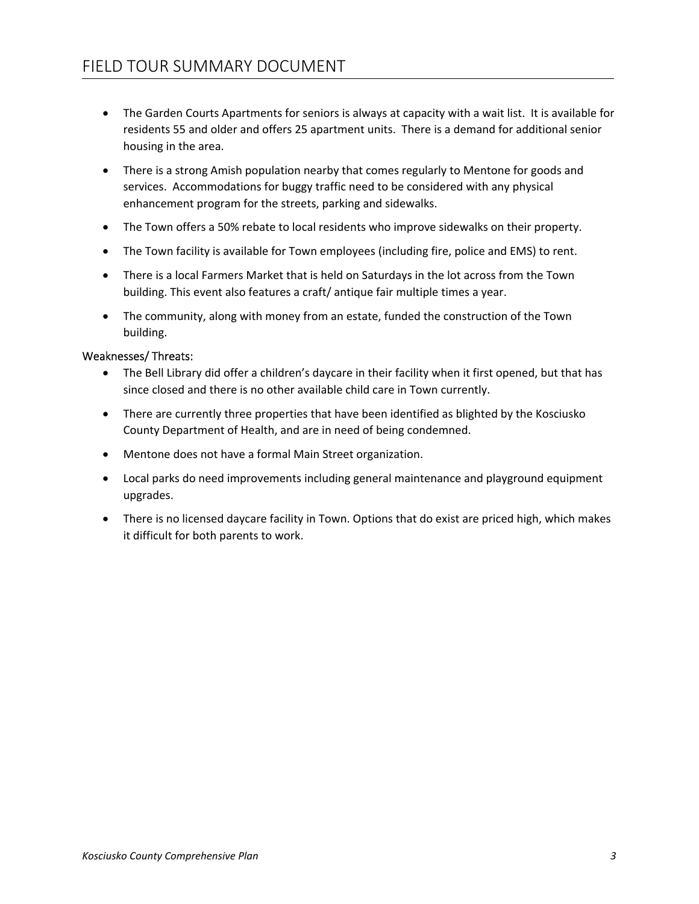- The Garden Courts Apartments for seniors is always at capacity with a wait list. It is available for residents 55 and older and offers 25 apartment units. There is a demand for additional senior housing in the area.
- There is a strong Amish population nearby that comes regularly to Mentone for goods and services. Accommodations for buggy traffic need to be considered with any physical enhancement program for the streets, parking and sidewalks.
- The Town offers a 50% rebate to local residents who improve sidewalks on their property.
- The Town facility is available for Town employees (including fire, police and EMS) to rent.
- There is a local Farmers Market that is held on Saturdays in the lot across from the Town building. This event also features a craft/ antique fair multiple times a year.
- The community, along with money from an estate, funded the construction of the Town building.

### Weaknesses/ Threats:

- The Bell Library did offer a children's daycare in their facility when it first opened, but that has since closed and there is no other available child care in Town currently.
- There are currently three properties that have been identified as blighted by the Kosciusko County Department of Health, and are in need of being condemned.
- Mentone does not have a formal Main Street organization.
- Local parks do need improvements including general maintenance and playground equipment upgrades.
- There is no licensed daycare facility in Town. Options that do exist are priced high, which makes it difficult for both parents to work.